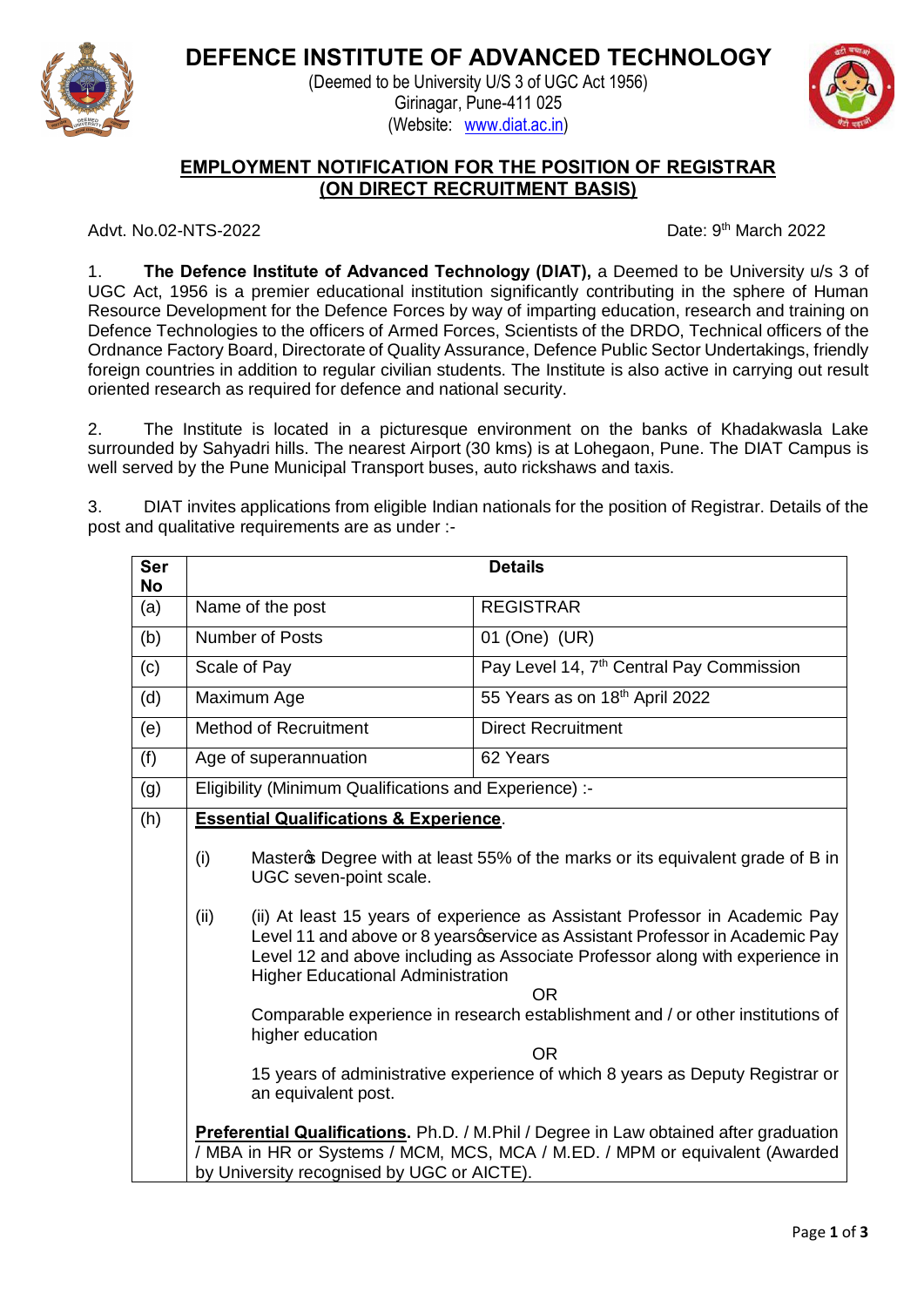# DEFENCE INSTITUTE OF ADVANCED TECHNOLOGY

(Deemed to be University U/S 3 of UGC Act 1956)
Girinagar, Pune-411 025
(Website: www.diat.ac.in)

## EMPLOYMENT NOTIFICATION FOR THE POSITION OF REGISTRAR (ON DIRECT RECRUITMENT BASIS)

Advt. No.02-NTS-2022 Date: 9th March 2022

1. **The Defence Institute of Advanced Technology (DIAT),** a Deemed to be University u/s 3 of UGC Act, 1956 is a premier educational institution significantly contributing in the sphere of Human Resource Development for the Defence Forces by way of imparting education, research and training on Defence Technologies to the officers of Armed Forces, Scientists of the DRDO, Technical officers of the Ordnance Factory Board, Directorate of Quality Assurance, Defence Public Sector Undertakings, friendly foreign countries in addition to regular civilian students. The Institute is also active in carrying out result oriented research as required for defence and national security.

2. The Institute is located in a picturesque environment on the banks of Khadakwasla Lake surrounded by Sahyadri hills. The nearest Airport (30 kms) is at Lohegaon, Pune. The DIAT Campus is well served by the Pune Municipal Transport buses, auto rickshaws and taxis.

3. DIAT invites applications from eligible Indian nationals for the position of Registrar. Details of the post and qualitative requirements are as under :-

| Ser No | Details | |
|---|---|---|
| (a) | Name of the post | REGISTRAR |
| (b) | Number of Posts | 01 (One) (UR) |
| (c) | Scale of Pay | Pay Level 14, 7th Central Pay Commission |
| (d) | Maximum Age | 55 Years as on 18th April 2022 |
| (e) | Method of Recruitment | Direct Recruitment |
| (f) | Age of superannuation | 62 Years |
| (g) | Eligibility (Minimum Qualifications and Experience) :- | |
| (h) | **Essential Qualifications & Experience**.<br><br>(i) Master's Degree with at least 55% of the marks or its equivalent grade of B in UGC seven-point scale.<br><br>(ii) (ii) At least 15 years of experience as Assistant Professor in Academic Pay Level 11 and above or 8 years' service as Assistant Professor in Academic Pay Level 12 and above including as Associate Professor along with experience in Higher Educational Administration<br>OR<br>Comparable experience in research establishment and / or other institutions of higher education<br>OR<br>15 years of administrative experience of which 8 years as Deputy Registrar or an equivalent post.<br><br>**Preferential Qualifications.** Ph.D. / M.Phil / Degree in Law obtained after graduation / MBA in HR or Systems / MCM, MCS, MCA / M.ED. / MPM or equivalent (Awarded by University recognised by UGC or AICTE). | |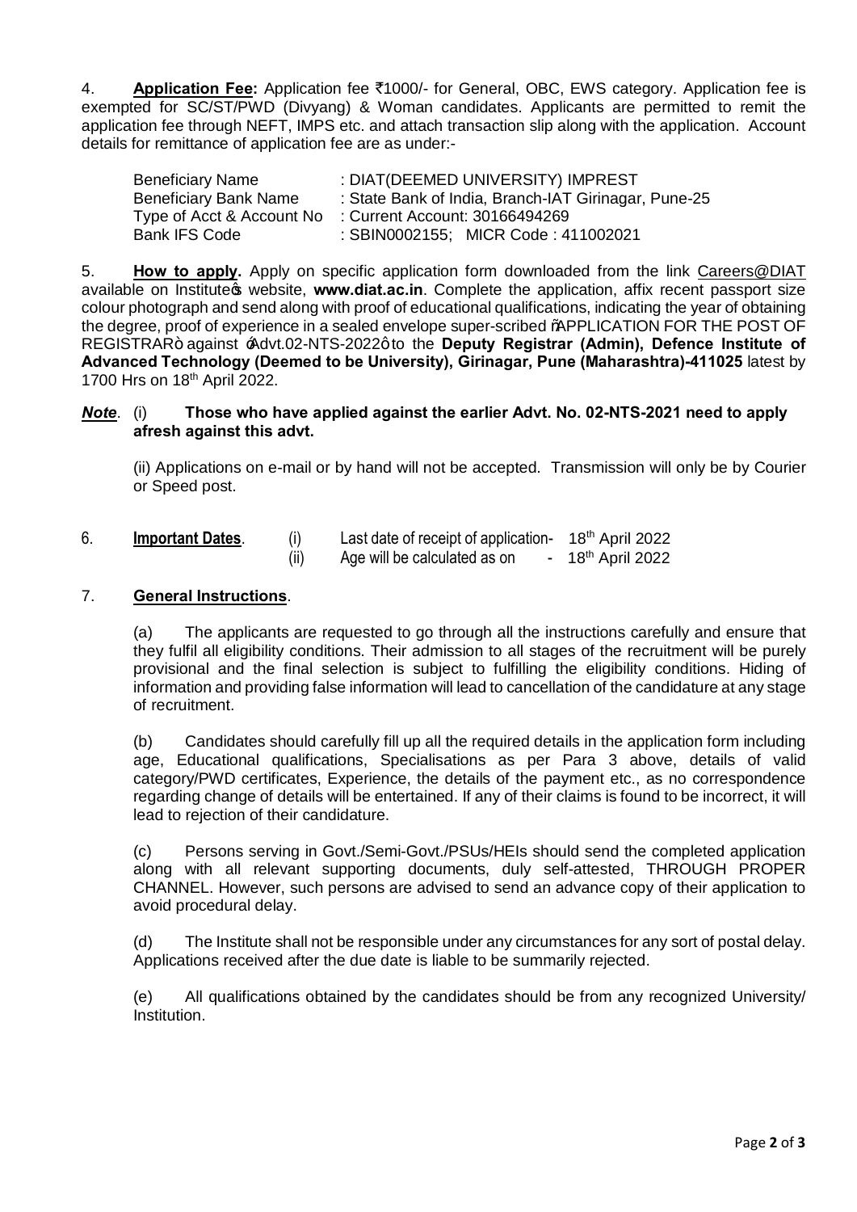4. **Application Fee:** Application fee ₹1000/- for General, OBC, EWS category. Application fee is exempted for SC/ST/PWD (Divyang) & Woman candidates. Applicants are permitted to remit the application fee through NEFT, IMPS etc. and attach transaction slip along with the application. Account details for remittance of application fee are as under:-

| | |
|---|---|
| Beneficiary Name | : DIAT(DEEMED UNIVERSITY) IMPREST |
| Beneficiary Bank Name | : State Bank of India, Branch-IAT Girinagar, Pune-25 |
| Type of Acct & Account No | : Current Account: 30166494269 |
| Bank IFS Code | : SBIN0002155; MICR Code : 411002021 |

5. **How to apply.** Apply on specific application form downloaded from the link Careers@DIAT available on Institute's website, **www.diat.ac.in**. Complete the application, affix recent passport size colour photograph and send along with proof of educational qualifications, indicating the year of obtaining the degree, proof of experience in a sealed envelope super-scribed "APPLICATION FOR THE POST OF REGISTRAR" against 'Advt.02-NTS-2022' to the **Deputy Registrar (Admin), Defence Institute of Advanced Technology (Deemed to be University), Girinagar, Pune (Maharashtra)-411025** latest by 1700 Hrs on 18th April 2022.

***Note***. (i) **Those who have applied against the earlier Advt. No. 02-NTS-2021 need to apply afresh against this advt.**

(ii) Applications on e-mail or by hand will not be accepted. Transmission will only be by Courier or Speed post.

6. **Important Dates**.
   (i) Last date of receipt of application- 18th April 2022
   (ii) Age will be calculated as on - 18th April 2022

7. **General Instructions**.

(a) The applicants are requested to go through all the instructions carefully and ensure that they fulfil all eligibility conditions. Their admission to all stages of the recruitment will be purely provisional and the final selection is subject to fulfilling the eligibility conditions. Hiding of information and providing false information will lead to cancellation of the candidature at any stage of recruitment.

(b) Candidates should carefully fill up all the required details in the application form including age, Educational qualifications, Specialisations as per Para 3 above, details of valid category/PWD certificates, Experience, the details of the payment etc., as no correspondence regarding change of details will be entertained. If any of their claims is found to be incorrect, it will lead to rejection of their candidature.

(c) Persons serving in Govt./Semi-Govt./PSUs/HEIs should send the completed application along with all relevant supporting documents, duly self-attested, THROUGH PROPER CHANNEL. However, such persons are advised to send an advance copy of their application to avoid procedural delay.

(d) The Institute shall not be responsible under any circumstances for any sort of postal delay. Applications received after the due date is liable to be summarily rejected.

(e) All qualifications obtained by the candidates should be from any recognized University/ Institution.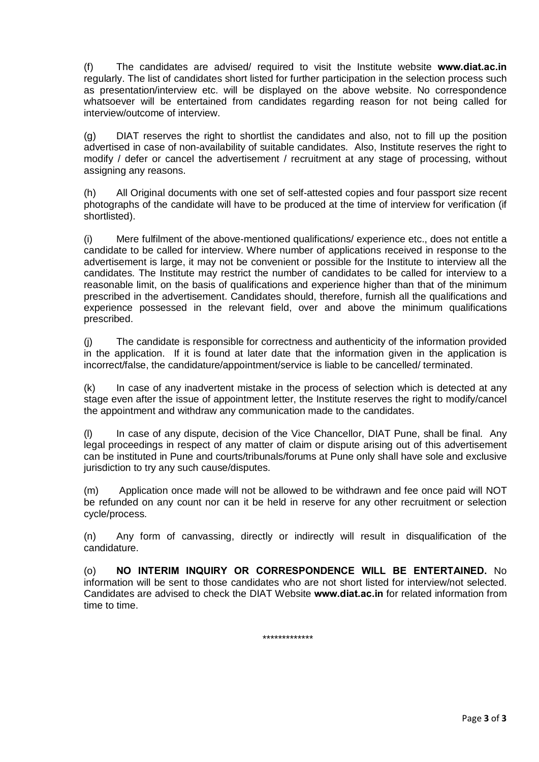(f) The candidates are advised/ required to visit the Institute website **www.diat.ac.in** regularly. The list of candidates short listed for further participation in the selection process such as presentation/interview etc. will be displayed on the above website. No correspondence whatsoever will be entertained from candidates regarding reason for not being called for interview/outcome of interview.

(g) DIAT reserves the right to shortlist the candidates and also, not to fill up the position advertised in case of non-availability of suitable candidates. Also, Institute reserves the right to modify / defer or cancel the advertisement / recruitment at any stage of processing, without assigning any reasons.

(h) All Original documents with one set of self-attested copies and four passport size recent photographs of the candidate will have to be produced at the time of interview for verification (if shortlisted).

(i) Mere fulfilment of the above-mentioned qualifications/ experience etc., does not entitle a candidate to be called for interview. Where number of applications received in response to the advertisement is large, it may not be convenient or possible for the Institute to interview all the candidates. The Institute may restrict the number of candidates to be called for interview to a reasonable limit, on the basis of qualifications and experience higher than that of the minimum prescribed in the advertisement. Candidates should, therefore, furnish all the qualifications and experience possessed in the relevant field, over and above the minimum qualifications prescribed.

(j) The candidate is responsible for correctness and authenticity of the information provided in the application. If it is found at later date that the information given in the application is incorrect/false, the candidature/appointment/service is liable to be cancelled/ terminated.

(k) In case of any inadvertent mistake in the process of selection which is detected at any stage even after the issue of appointment letter, the Institute reserves the right to modify/cancel the appointment and withdraw any communication made to the candidates.

(l) In case of any dispute, decision of the Vice Chancellor, DIAT Pune, shall be final. Any legal proceedings in respect of any matter of claim or dispute arising out of this advertisement can be instituted in Pune and courts/tribunals/forums at Pune only shall have sole and exclusive jurisdiction to try any such cause/disputes.

(m) Application once made will not be allowed to be withdrawn and fee once paid will NOT be refunded on any count nor can it be held in reserve for any other recruitment or selection cycle/process.

(n) Any form of canvassing, directly or indirectly will result in disqualification of the candidature.

(o) **NO INTERIM INQUIRY OR CORRESPONDENCE WILL BE ENTERTAINED.** No information will be sent to those candidates who are not short listed for interview/not selected. Candidates are advised to check the DIAT Website **www.diat.ac.in** for related information from time to time.

*************